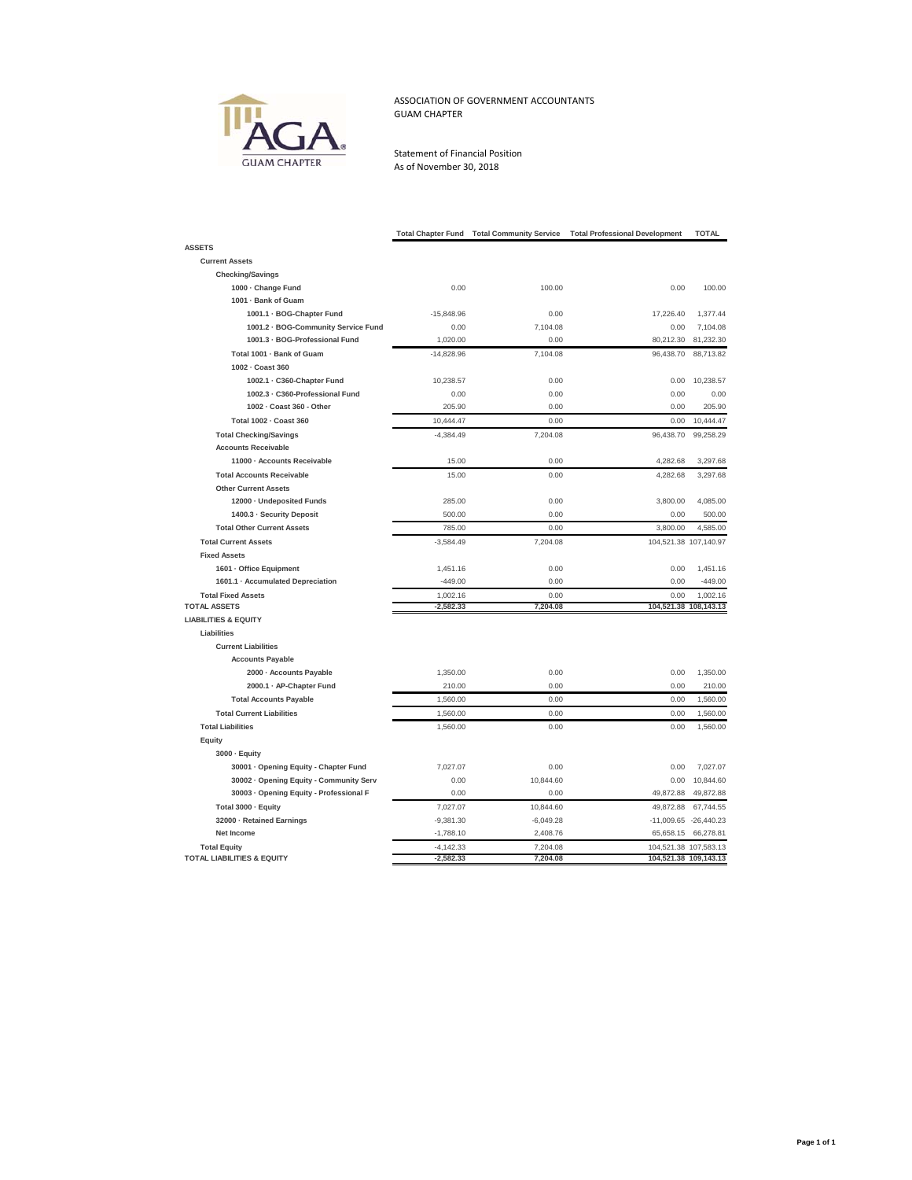ASSOCIATION OF GOVERNMENT ACCOUNTANTS
GUAM CHAPTER

Statement of Financial Position
As of November 30, 2018

| | Total Chapter Fund | Total Community Service | Total Professional Development | TOTAL |
|---|---|---|---|---|
| **ASSETS** | | | | |
| **Current Assets** | | | | |
| **Checking/Savings** | | | | |
| 1000 · Change Fund | 0.00 | 100.00 | 0.00 | 100.00 |
| 1001 · Bank of Guam | | | | |
| 1001.1 · BOG-Chapter Fund | -15,848.96 | 0.00 | 17,226.40 | 1,377.44 |
| 1001.2 · BOG-Community Service Fund | 0.00 | 7,104.08 | 0.00 | 7,104.08 |
| 1001.3 · BOG-Professional Fund | 1,020.00 | 0.00 | 80,212.30 | 81,232.30 |
| Total 1001 · Bank of Guam | -14,828.96 | 7,104.08 | 96,438.70 | 88,713.82 |
| 1002 · Coast 360 | | | | |
| 1002.1 · C360-Chapter Fund | 10,238.57 | 0.00 | 0.00 | 10,238.57 |
| 1002.3 · C360-Professional Fund | 0.00 | 0.00 | 0.00 | 0.00 |
| 1002 · Coast 360 - Other | 205.90 | 0.00 | 0.00 | 205.90 |
| Total 1002 · Coast 360 | 10,444.47 | 0.00 | 0.00 | 10,444.47 |
| **Total Checking/Savings** | -4,384.49 | 7,204.08 | 96,438.70 | 99,258.29 |
| **Accounts Receivable** | | | | |
| 11000 · Accounts Receivable | 15.00 | 0.00 | 4,282.68 | 3,297.68 |
| **Total Accounts Receivable** | 15.00 | 0.00 | 4,282.68 | 3,297.68 |
| **Other Current Assets** | | | | |
| 12000 · Undeposited Funds | 285.00 | 0.00 | 3,800.00 | 4,085.00 |
| 1400.3 · Security Deposit | 500.00 | 0.00 | 0.00 | 500.00 |
| **Total Other Current Assets** | 785.00 | 0.00 | 3,800.00 | 4,585.00 |
| **Total Current Assets** | -3,584.49 | 7,204.08 | 104,521.38 | 107,140.97 |
| **Fixed Assets** | | | | |
| 1601 · Office Equipment | 1,451.16 | 0.00 | 0.00 | 1,451.16 |
| 1601.1 · Accumulated Depreciation | -449.00 | 0.00 | 0.00 | -449.00 |
| **Total Fixed Assets** | 1,002.16 | 0.00 | 0.00 | 1,002.16 |
| **TOTAL ASSETS** | -2,582.33 | 7,204.08 | 104,521.38 | 108,143.13 |
| **LIABILITIES & EQUITY** | | | | |
| **Liabilities** | | | | |
| **Current Liabilities** | | | | |
| **Accounts Payable** | | | | |
| 2000 · Accounts Payable | 1,350.00 | 0.00 | 0.00 | 1,350.00 |
| 2000.1 · AP-Chapter Fund | 210.00 | 0.00 | 0.00 | 210.00 |
| **Total Accounts Payable** | 1,560.00 | 0.00 | 0.00 | 1,560.00 |
| **Total Current Liabilities** | 1,560.00 | 0.00 | 0.00 | 1,560.00 |
| **Total Liabilities** | 1,560.00 | 0.00 | 0.00 | 1,560.00 |
| **Equity** | | | | |
| 3000 · Equity | | | | |
| 30001 · Opening Equity - Chapter Fund | 7,027.07 | 0.00 | 0.00 | 7,027.07 |
| 30002 · Opening Equity - Community Serv | 0.00 | 10,844.60 | 0.00 | 10,844.60 |
| 30003 · Opening Equity - Professional F | 0.00 | 0.00 | 49,872.88 | 49,872.88 |
| Total 3000 · Equity | 7,027.07 | 10,844.60 | 49,872.88 | 67,744.55 |
| 32000 · Retained Earnings | -9,381.30 | -6,049.28 | -11,009.65 | -26,440.23 |
| Net Income | -1,788.10 | 2,408.76 | 65,658.15 | 66,278.81 |
| **Total Equity** | -4,142.33 | 7,204.08 | 104,521.38 | 107,583.13 |
| **TOTAL LIABILITIES & EQUITY** | -2,582.33 | 7,204.08 | 104,521.38 | 109,143.13 |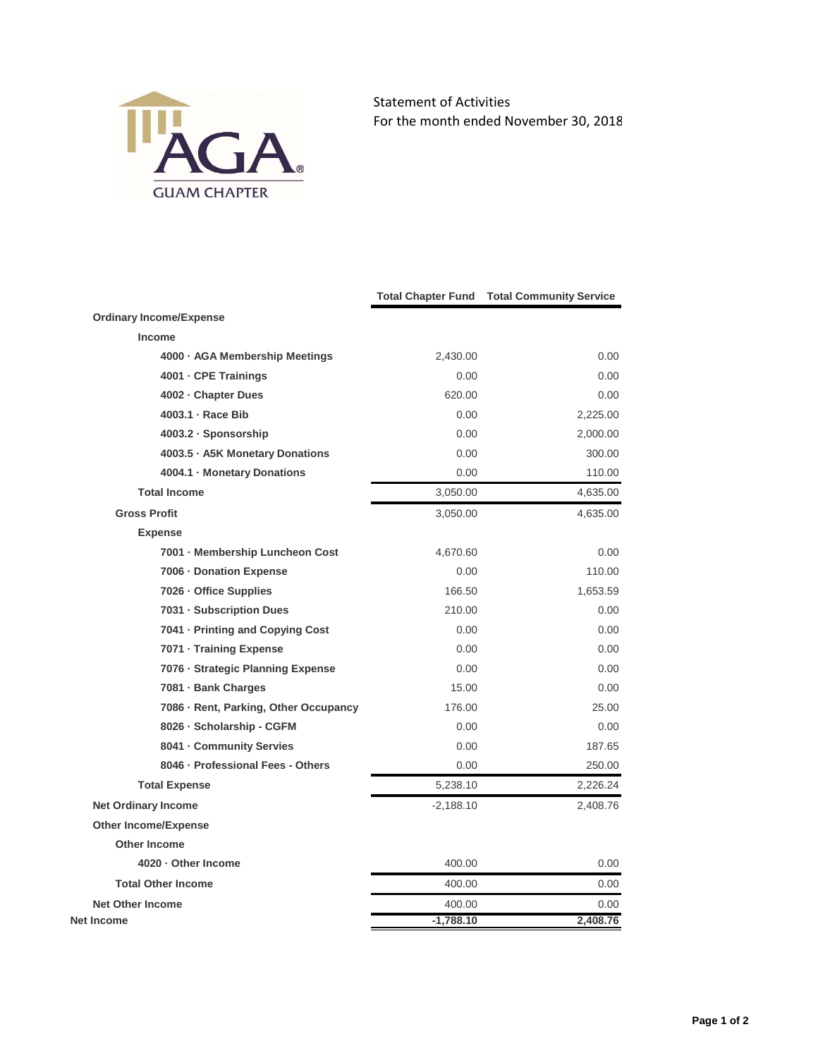AGA GUAM CHAPTER

Statement of Activities
For the month ended November 30, 2018

| | Total Chapter Fund | Total Community Service |
|---|---|---|
| **Ordinary Income/Expense** | | |
| **Income** | | |
| **4000 · AGA Membership Meetings** | 2,430.00 | 0.00 |
| **4001 · CPE Trainings** | 0.00 | 0.00 |
| **4002 · Chapter Dues** | 620.00 | 0.00 |
| **4003.1 · Race Bib** | 0.00 | 2,225.00 |
| **4003.2 · Sponsorship** | 0.00 | 2,000.00 |
| **4003.5 · A5K Monetary Donations** | 0.00 | 300.00 |
| **4004.1 · Monetary Donations** | 0.00 | 110.00 |
| **Total Income** | 3,050.00 | 4,635.00 |
| **Gross Profit** | 3,050.00 | 4,635.00 |
| **Expense** | | |
| **7001 · Membership Luncheon Cost** | 4,670.60 | 0.00 |
| **7006 · Donation Expense** | 0.00 | 110.00 |
| **7026 · Office Supplies** | 166.50 | 1,653.59 |
| **7031 · Subscription Dues** | 210.00 | 0.00 |
| **7041 · Printing and Copying Cost** | 0.00 | 0.00 |
| **7071 · Training Expense** | 0.00 | 0.00 |
| **7076 · Strategic Planning Expense** | 0.00 | 0.00 |
| **7081 · Bank Charges** | 15.00 | 0.00 |
| **7086 · Rent, Parking, Other Occupancy** | 176.00 | 25.00 |
| **8026 · Scholarship - CGFM** | 0.00 | 0.00 |
| **8041 · Community Servies** | 0.00 | 187.65 |
| **8046 · Professional Fees - Others** | 0.00 | 250.00 |
| **Total Expense** | 5,238.10 | 2,226.24 |
| **Net Ordinary Income** | -2,188.10 | 2,408.76 |
| **Other Income/Expense** | | |
| **Other Income** | | |
| **4020 · Other Income** | 400.00 | 0.00 |
| **Total Other Income** | 400.00 | 0.00 |
| **Net Other Income** | 400.00 | 0.00 |
| **Net Income** | **-1,788.10** | **2,408.76** |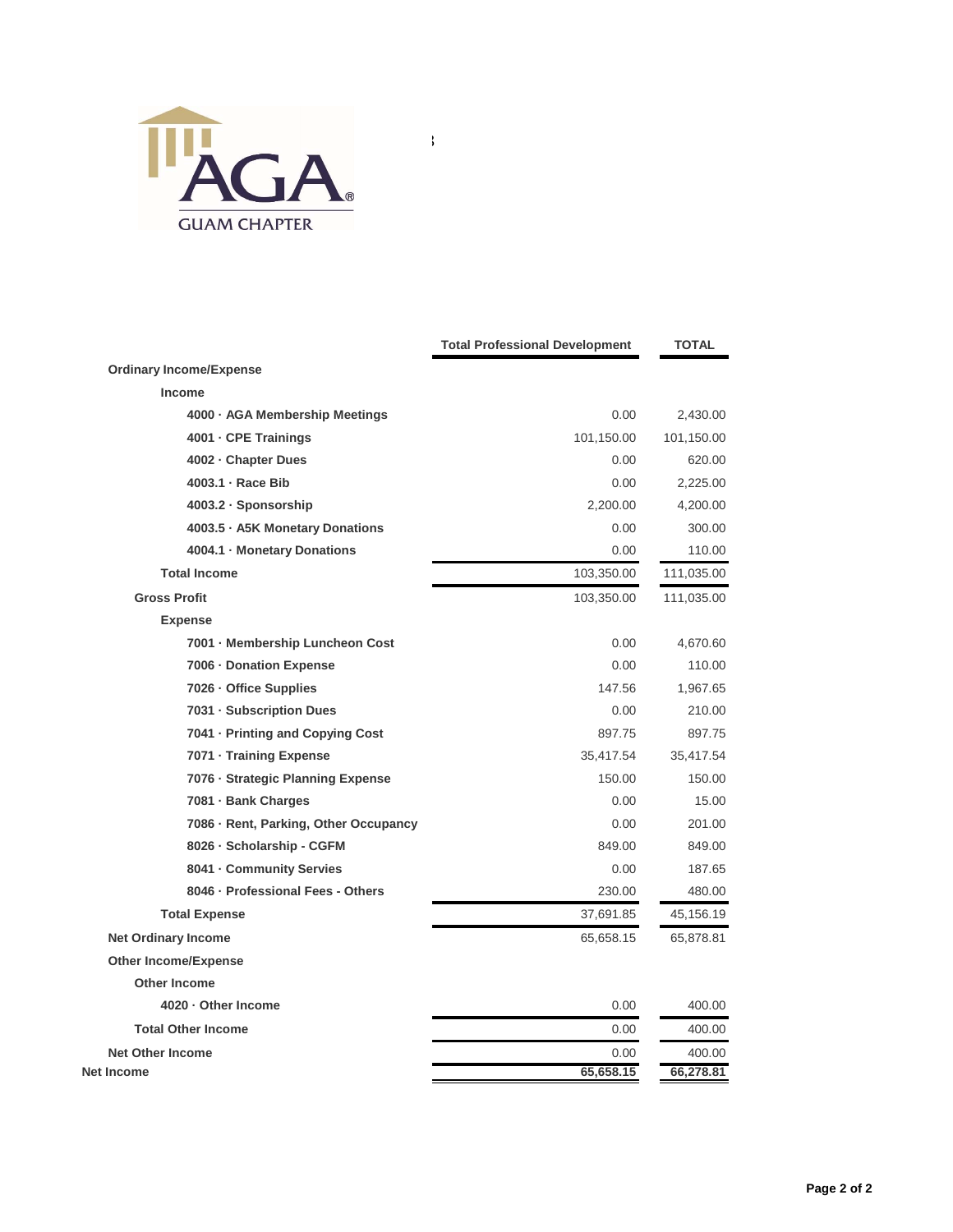**GUAM CHAPTER**

| | Total Professional Development | TOTAL |
|---|---|---|
| **Ordinary Income/Expense** | | |
| **Income** | | |
| 4000 · AGA Membership Meetings | 0.00 | 2,430.00 |
| 4001 · CPE Trainings | 101,150.00 | 101,150.00 |
| 4002 · Chapter Dues | 0.00 | 620.00 |
| 4003.1 · Race Bib | 0.00 | 2,225.00 |
| 4003.2 · Sponsorship | 2,200.00 | 4,200.00 |
| 4003.5 · A5K Monetary Donations | 0.00 | 300.00 |
| 4004.1 · Monetary Donations | 0.00 | 110.00 |
| **Total Income** | 103,350.00 | 111,035.00 |
| **Gross Profit** | 103,350.00 | 111,035.00 |
| **Expense** | | |
| 7001 · Membership Luncheon Cost | 0.00 | 4,670.60 |
| 7006 · Donation Expense | 0.00 | 110.00 |
| 7026 · Office Supplies | 147.56 | 1,967.65 |
| 7031 · Subscription Dues | 0.00 | 210.00 |
| 7041 · Printing and Copying Cost | 897.75 | 897.75 |
| 7071 · Training Expense | 35,417.54 | 35,417.54 |
| 7076 · Strategic Planning Expense | 150.00 | 150.00 |
| 7081 · Bank Charges | 0.00 | 15.00 |
| 7086 · Rent, Parking, Other Occupancy | 0.00 | 201.00 |
| 8026 · Scholarship - CGFM | 849.00 | 849.00 |
| 8041 · Community Servies | 0.00 | 187.65 |
| 8046 · Professional Fees - Others | 230.00 | 480.00 |
| **Total Expense** | 37,691.85 | 45,156.19 |
| **Net Ordinary Income** | 65,658.15 | 65,878.81 |
| **Other Income/Expense** | | |
| **Other Income** | | |
| 4020 · Other Income | 0.00 | 400.00 |
| **Total Other Income** | 0.00 | 400.00 |
| **Net Other Income** | 0.00 | 400.00 |
| **Net Income** | **65,658.15** | **66,278.81** |